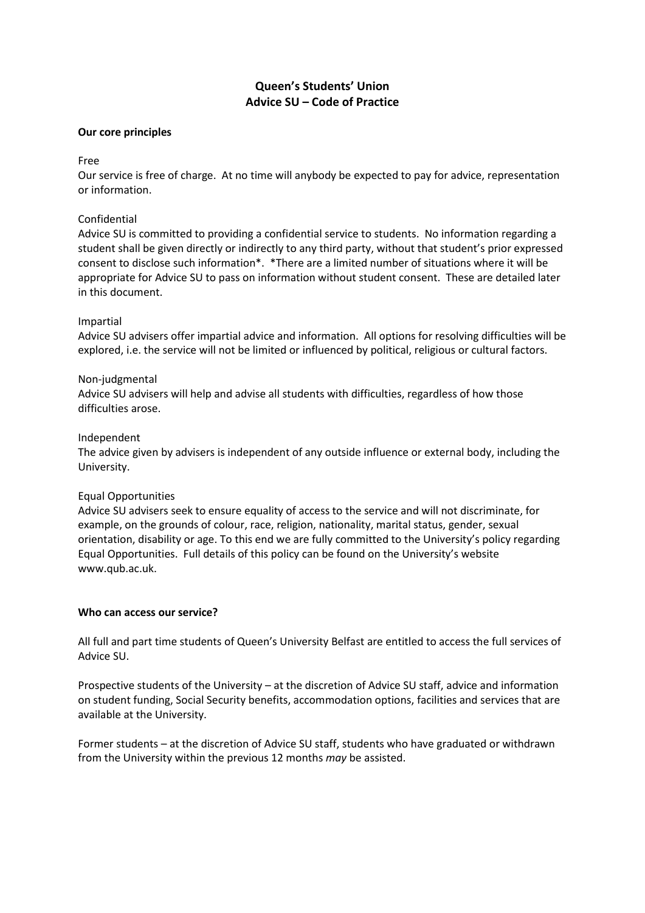# Queen's Students' Union
# Advice SU – Code of Practice

**Our core principles**

Free

Our service is free of charge. At no time will anybody be expected to pay for advice, representation or information.

Confidential

Advice SU is committed to providing a confidential service to students. No information regarding a student shall be given directly or indirectly to any third party, without that student's prior expressed consent to disclose such information*. *There are a limited number of situations where it will be appropriate for Advice SU to pass on information without student consent. These are detailed later in this document.

Impartial

Advice SU advisers offer impartial advice and information. All options for resolving difficulties will be explored, i.e. the service will not be limited or influenced by political, religious or cultural factors.

Non-judgmental

Advice SU advisers will help and advise all students with difficulties, regardless of how those difficulties arose.

Independent

The advice given by advisers is independent of any outside influence or external body, including the University.

Equal Opportunities

Advice SU advisers seek to ensure equality of access to the service and will not discriminate, for example, on the grounds of colour, race, religion, nationality, marital status, gender, sexual orientation, disability or age. To this end we are fully committed to the University's policy regarding Equal Opportunities. Full details of this policy can be found on the University's website www.qub.ac.uk.

**Who can access our service?**

All full and part time students of Queen's University Belfast are entitled to access the full services of Advice SU.

Prospective students of the University – at the discretion of Advice SU staff, advice and information on student funding, Social Security benefits, accommodation options, facilities and services that are available at the University.

Former students – at the discretion of Advice SU staff, students who have graduated or withdrawn from the University within the previous 12 months *may* be assisted.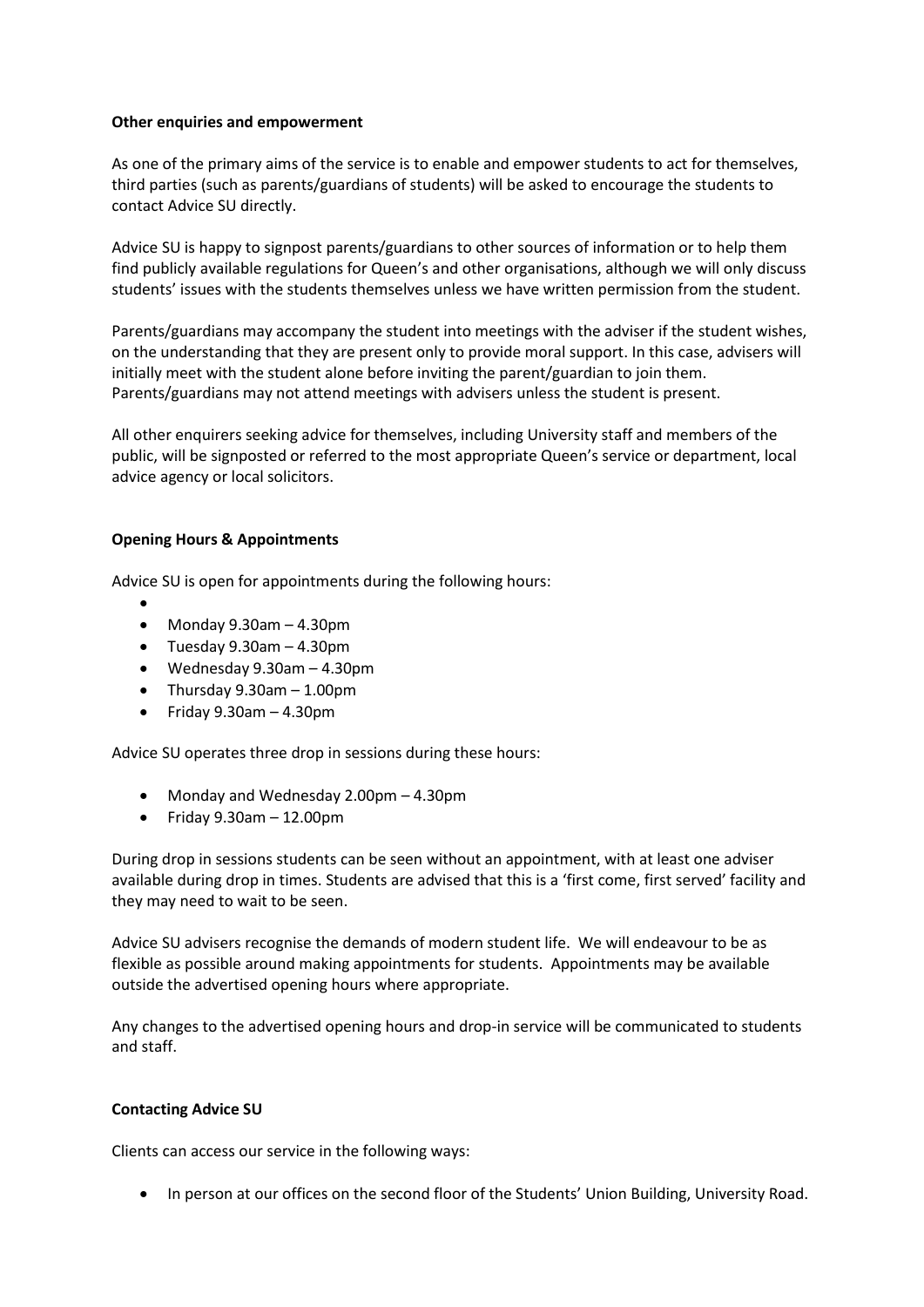**Other enquiries and empowerment**

As one of the primary aims of the service is to enable and empower students to act for themselves, third parties (such as parents/guardians of students) will be asked to encourage the students to contact Advice SU directly.

Advice SU is happy to signpost parents/guardians to other sources of information or to help them find publicly available regulations for Queen's and other organisations, although we will only discuss students' issues with the students themselves unless we have written permission from the student.

Parents/guardians may accompany the student into meetings with the adviser if the student wishes, on the understanding that they are present only to provide moral support. In this case, advisers will initially meet with the student alone before inviting the parent/guardian to join them. Parents/guardians may not attend meetings with advisers unless the student is present.

All other enquirers seeking advice for themselves, including University staff and members of the public, will be signposted or referred to the most appropriate Queen's service or department, local advice agency or local solicitors.

**Opening Hours & Appointments**

Advice SU is open for appointments during the following hours:

- Monday 9.30am – 4.30pm
- Tuesday 9.30am – 4.30pm
- Wednesday 9.30am – 4.30pm
- Thursday 9.30am – 1.00pm
- Friday 9.30am – 4.30pm

Advice SU operates three drop in sessions during these hours:

- Monday and Wednesday 2.00pm – 4.30pm
- Friday 9.30am – 12.00pm

During drop in sessions students can be seen without an appointment, with at least one adviser available during drop in times. Students are advised that this is a 'first come, first served' facility and they may need to wait to be seen.

Advice SU advisers recognise the demands of modern student life. We will endeavour to be as flexible as possible around making appointments for students. Appointments may be available outside the advertised opening hours where appropriate.

Any changes to the advertised opening hours and drop-in service will be communicated to students and staff.

**Contacting Advice SU**

Clients can access our service in the following ways:

- In person at our offices on the second floor of the Students' Union Building, University Road.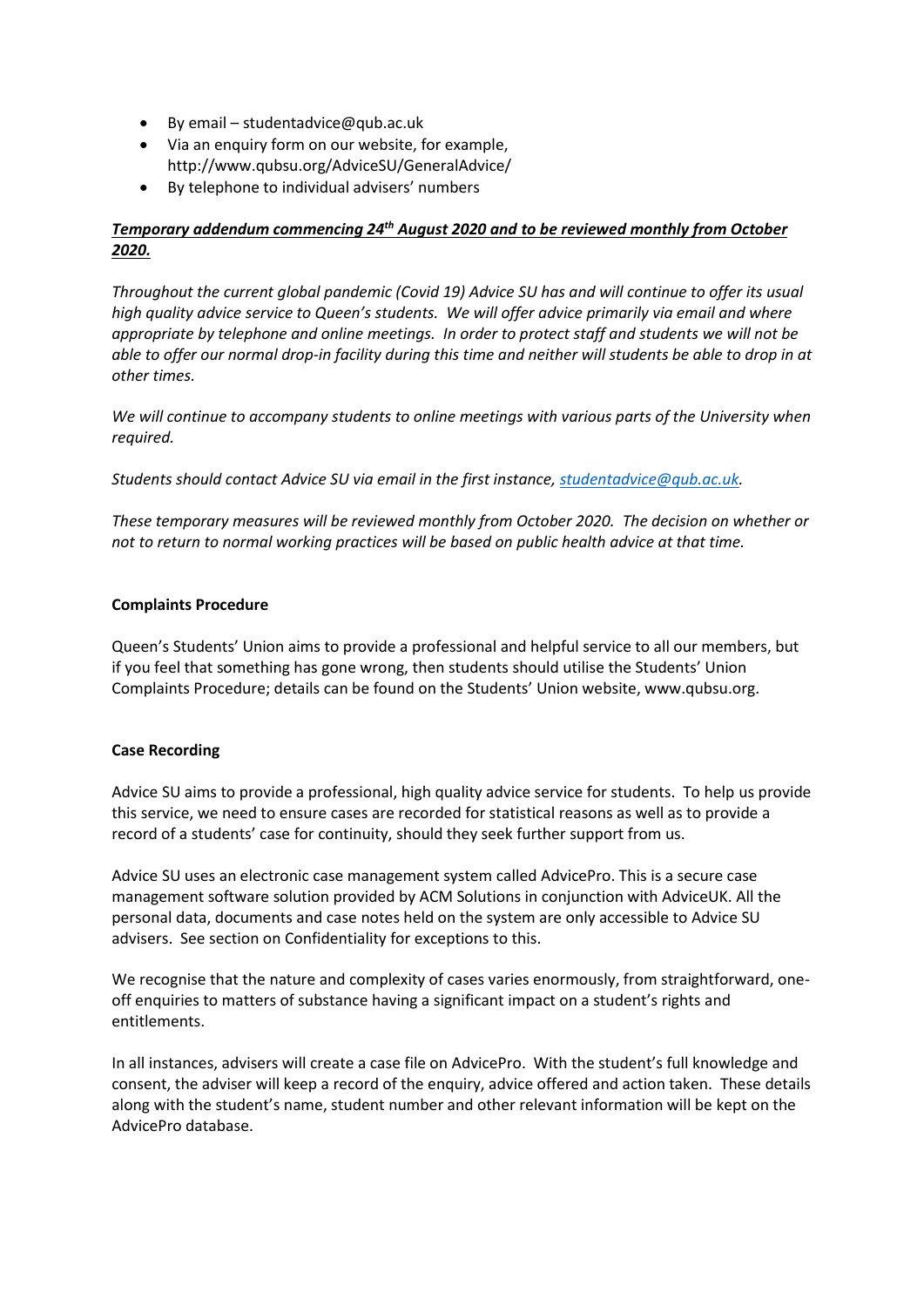- By email – studentadvice@qub.ac.uk
- Via an enquiry form on our website, for example, http://www.qubsu.org/AdviceSU/GeneralAdvice/
- By telephone to individual advisers' numbers

***<u>Temporary addendum commencing 24th August 2020 and to be reviewed monthly from October 2020.</u>***

*Throughout the current global pandemic (Covid 19) Advice SU has and will continue to offer its usual high quality advice service to Queen's students. We will offer advice primarily via email and where appropriate by telephone and online meetings. In order to protect staff and students we will not be able to offer our normal drop-in facility during this time and neither will students be able to drop in at other times.*

*We will continue to accompany students to online meetings with various parts of the University when required.*

*Students should contact Advice SU via email in the first instance, studentadvice@qub.ac.uk.*

*These temporary measures will be reviewed monthly from October 2020. The decision on whether or not to return to normal working practices will be based on public health advice at that time.*

**Complaints Procedure**

Queen's Students' Union aims to provide a professional and helpful service to all our members, but if you feel that something has gone wrong, then students should utilise the Students' Union Complaints Procedure; details can be found on the Students' Union website, www.qubsu.org.

**Case Recording**

Advice SU aims to provide a professional, high quality advice service for students. To help us provide this service, we need to ensure cases are recorded for statistical reasons as well as to provide a record of a students' case for continuity, should they seek further support from us.

Advice SU uses an electronic case management system called AdvicePro. This is a secure case management software solution provided by ACM Solutions in conjunction with AdviceUK. All the personal data, documents and case notes held on the system are only accessible to Advice SU advisers. See section on Confidentiality for exceptions to this.

We recognise that the nature and complexity of cases varies enormously, from straightforward, one-off enquiries to matters of substance having a significant impact on a student's rights and entitlements.

In all instances, advisers will create a case file on AdvicePro. With the student's full knowledge and consent, the adviser will keep a record of the enquiry, advice offered and action taken. These details along with the student's name, student number and other relevant information will be kept on the AdvicePro database.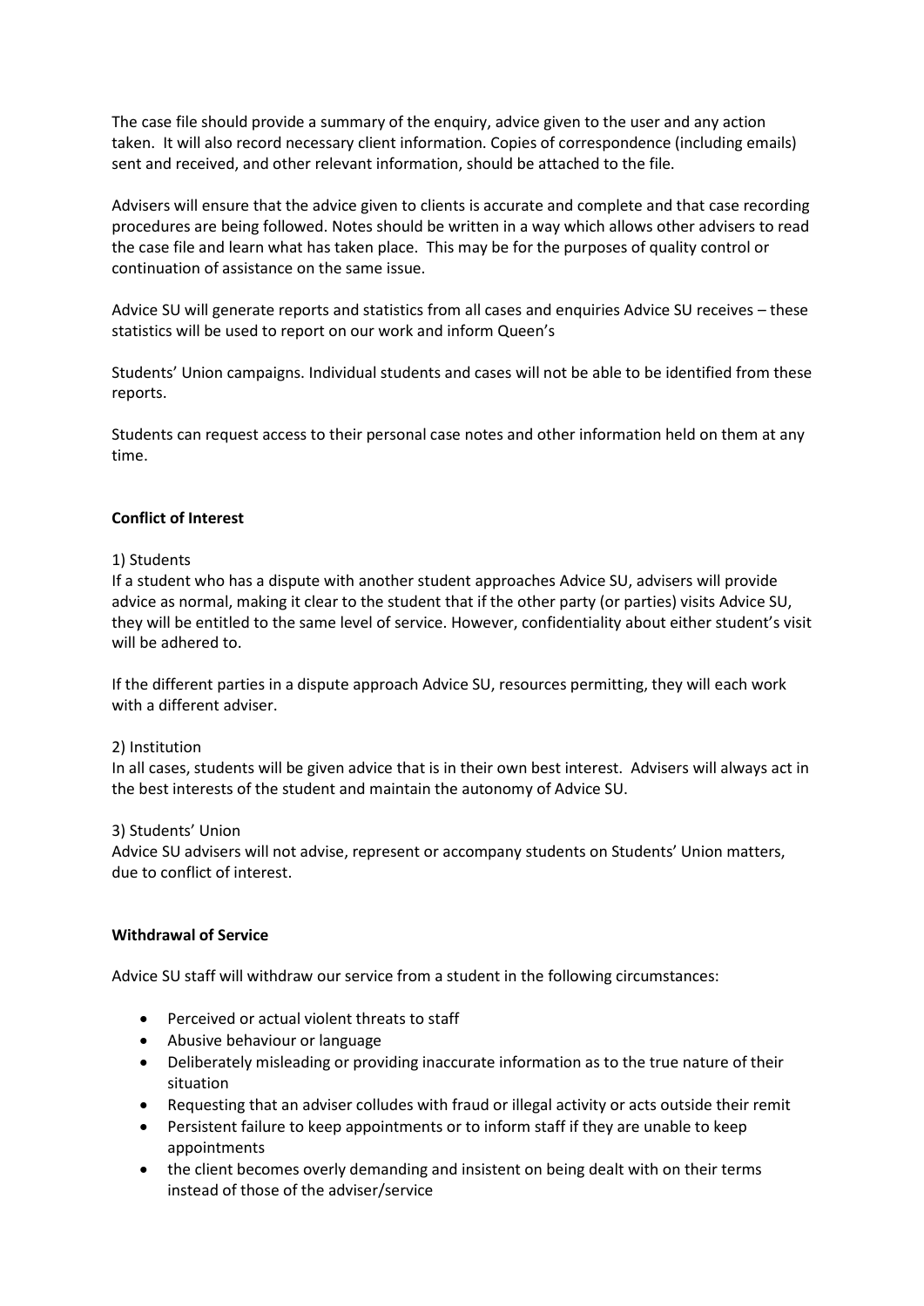The case file should provide a summary of the enquiry, advice given to the user and any action taken. It will also record necessary client information. Copies of correspondence (including emails) sent and received, and other relevant information, should be attached to the file.

Advisers will ensure that the advice given to clients is accurate and complete and that case recording procedures are being followed. Notes should be written in a way which allows other advisers to read the case file and learn what has taken place. This may be for the purposes of quality control or continuation of assistance on the same issue.

Advice SU will generate reports and statistics from all cases and enquiries Advice SU receives – these statistics will be used to report on our work and inform Queen's

Students' Union campaigns. Individual students and cases will not be able to be identified from these reports.

Students can request access to their personal case notes and other information held on them at any time.

**Conflict of Interest**

1) Students
If a student who has a dispute with another student approaches Advice SU, advisers will provide advice as normal, making it clear to the student that if the other party (or parties) visits Advice SU, they will be entitled to the same level of service. However, confidentiality about either student's visit will be adhered to.

If the different parties in a dispute approach Advice SU, resources permitting, they will each work with a different adviser.

2) Institution
In all cases, students will be given advice that is in their own best interest. Advisers will always act in the best interests of the student and maintain the autonomy of Advice SU.

3) Students' Union
Advice SU advisers will not advise, represent or accompany students on Students' Union matters, due to conflict of interest.

**Withdrawal of Service**

Advice SU staff will withdraw our service from a student in the following circumstances:

- Perceived or actual violent threats to staff
- Abusive behaviour or language
- Deliberately misleading or providing inaccurate information as to the true nature of their situation
- Requesting that an adviser colludes with fraud or illegal activity or acts outside their remit
- Persistent failure to keep appointments or to inform staff if they are unable to keep appointments
- the client becomes overly demanding and insistent on being dealt with on their terms instead of those of the adviser/service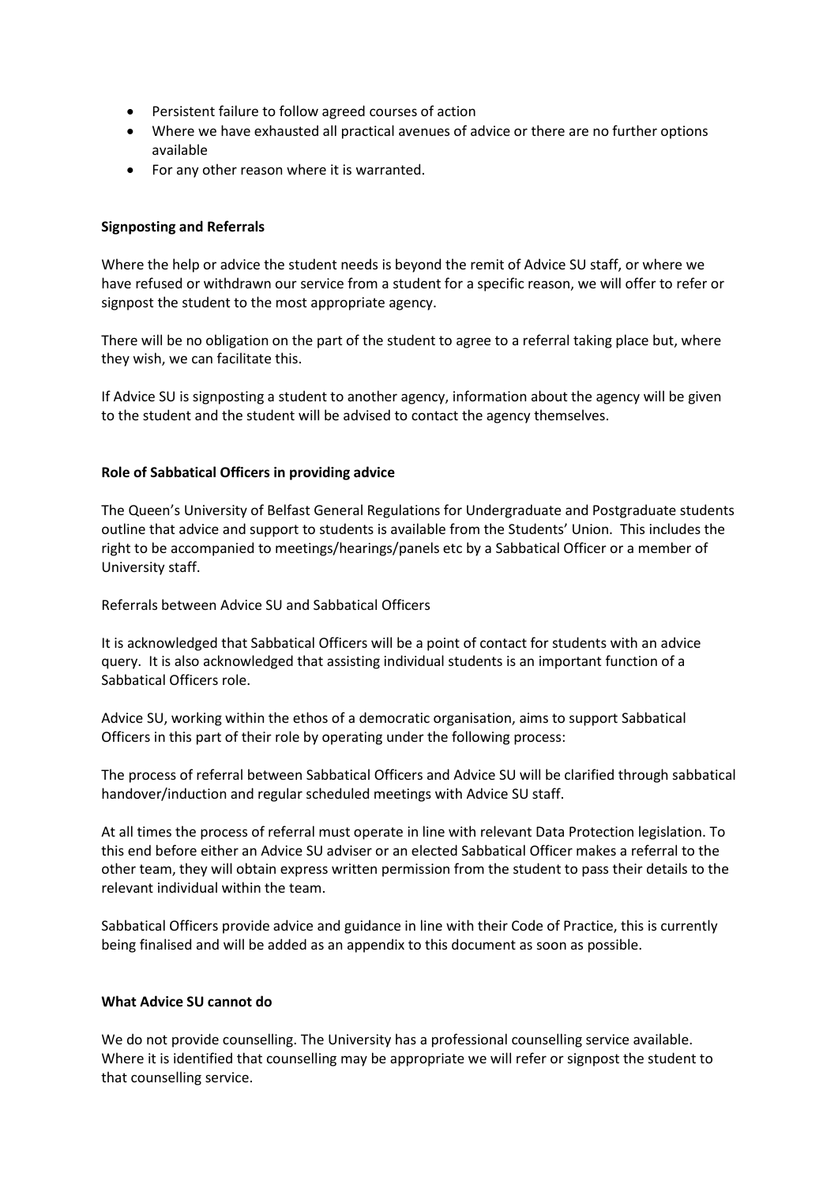- Persistent failure to follow agreed courses of action
- Where we have exhausted all practical avenues of advice or there are no further options available
- For any other reason where it is warranted.

**Signposting and Referrals**

Where the help or advice the student needs is beyond the remit of Advice SU staff, or where we have refused or withdrawn our service from a student for a specific reason, we will offer to refer or signpost the student to the most appropriate agency.

There will be no obligation on the part of the student to agree to a referral taking place but, where they wish, we can facilitate this.

If Advice SU is signposting a student to another agency, information about the agency will be given to the student and the student will be advised to contact the agency themselves.

**Role of Sabbatical Officers in providing advice**

The Queen's University of Belfast General Regulations for Undergraduate and Postgraduate students outline that advice and support to students is available from the Students' Union. This includes the right to be accompanied to meetings/hearings/panels etc by a Sabbatical Officer or a member of University staff.

Referrals between Advice SU and Sabbatical Officers

It is acknowledged that Sabbatical Officers will be a point of contact for students with an advice query. It is also acknowledged that assisting individual students is an important function of a Sabbatical Officers role.

Advice SU, working within the ethos of a democratic organisation, aims to support Sabbatical Officers in this part of their role by operating under the following process:

The process of referral between Sabbatical Officers and Advice SU will be clarified through sabbatical handover/induction and regular scheduled meetings with Advice SU staff.

At all times the process of referral must operate in line with relevant Data Protection legislation. To this end before either an Advice SU adviser or an elected Sabbatical Officer makes a referral to the other team, they will obtain express written permission from the student to pass their details to the relevant individual within the team.

Sabbatical Officers provide advice and guidance in line with their Code of Practice, this is currently being finalised and will be added as an appendix to this document as soon as possible.

**What Advice SU cannot do**

We do not provide counselling. The University has a professional counselling service available. Where it is identified that counselling may be appropriate we will refer or signpost the student to that counselling service.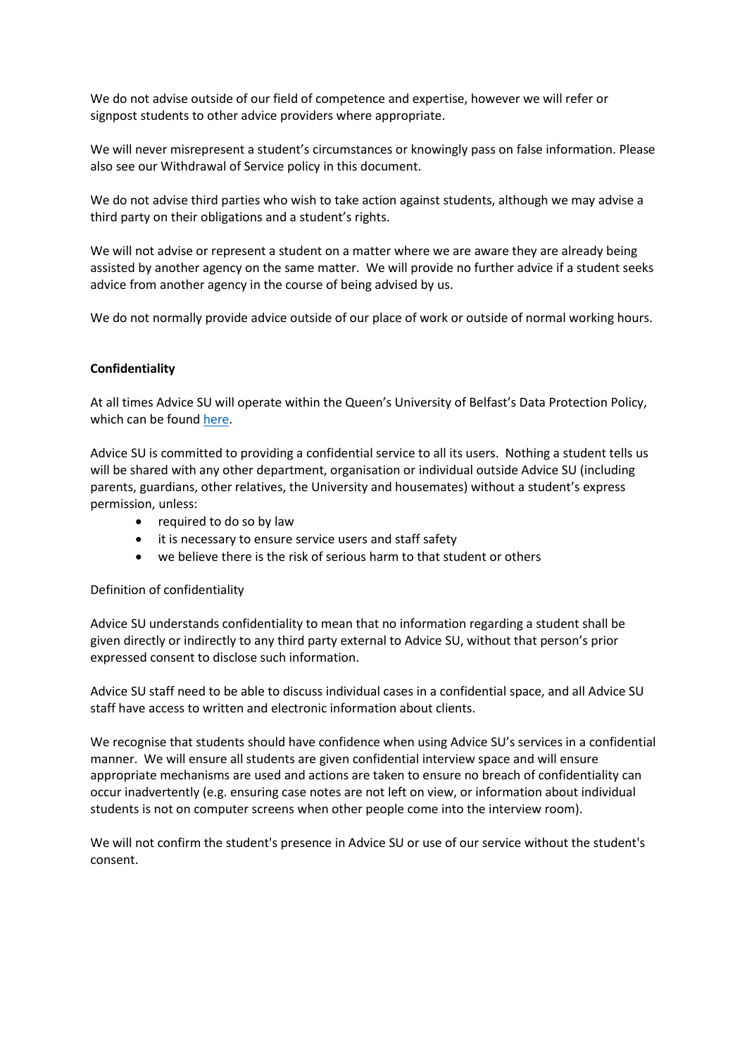We do not advise outside of our field of competence and expertise, however we will refer or signpost students to other advice providers where appropriate.

We will never misrepresent a student's circumstances or knowingly pass on false information. Please also see our Withdrawal of Service policy in this document.

We do not advise third parties who wish to take action against students, although we may advise a third party on their obligations and a student's rights.

We will not advise or represent a student on a matter where we are aware they are already being assisted by another agency on the same matter. We will provide no further advice if a student seeks advice from another agency in the course of being advised by us.

We do not normally provide advice outside of our place of work or outside of normal working hours.

**Confidentiality**

At all times Advice SU will operate within the Queen's University of Belfast's Data Protection Policy, which can be found here.

Advice SU is committed to providing a confidential service to all its users. Nothing a student tells us will be shared with any other department, organisation or individual outside Advice SU (including parents, guardians, other relatives, the University and housemates) without a student's express permission, unless:

- required to do so by law
- it is necessary to ensure service users and staff safety
- we believe there is the risk of serious harm to that student or others

Definition of confidentiality

Advice SU understands confidentiality to mean that no information regarding a student shall be given directly or indirectly to any third party external to Advice SU, without that person's prior expressed consent to disclose such information.

Advice SU staff need to be able to discuss individual cases in a confidential space, and all Advice SU staff have access to written and electronic information about clients.

We recognise that students should have confidence when using Advice SU's services in a confidential manner. We will ensure all students are given confidential interview space and will ensure appropriate mechanisms are used and actions are taken to ensure no breach of confidentiality can occur inadvertently (e.g. ensuring case notes are not left on view, or information about individual students is not on computer screens when other people come into the interview room).

We will not confirm the student's presence in Advice SU or use of our service without the student's consent.